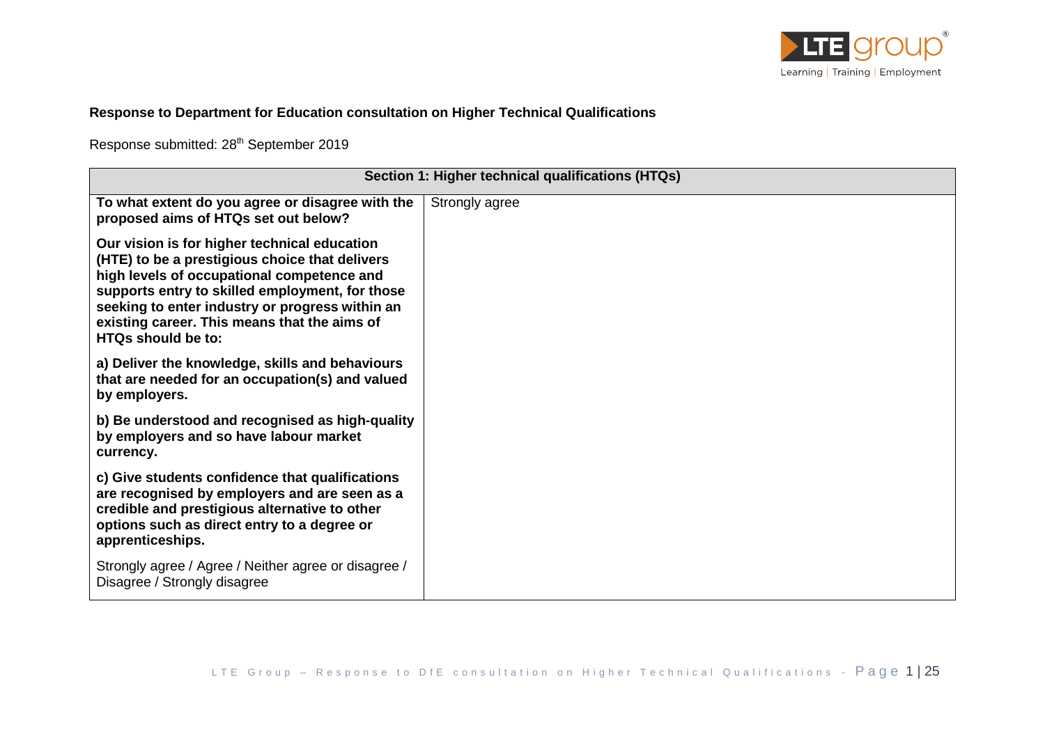**Response to Department for Education consultation on Higher Technical Qualifications**

Response submitted: 28th September 2019

| Section 1: Higher technical qualifications (HTQs) | |
|---|---|
| **To what extent do you agree or disagree with the proposed aims of HTQs set out below?**<br><br>**Our vision is for higher technical education (HTE) to be a prestigious choice that delivers high levels of occupational competence and supports entry to skilled employment, for those seeking to enter industry or progress within an existing career. This means that the aims of HTQs should be to:**<br><br>**a) Deliver the knowledge, skills and behaviours that are needed for an occupation(s) and valued by employers.**<br><br>**b) Be understood and recognised as high-quality by employers and so have labour market currency.**<br><br>**c) Give students confidence that qualifications are recognised by employers and are seen as a credible and prestigious alternative to other options such as direct entry to a degree or apprenticeships.**<br><br>Strongly agree / Agree / Neither agree or disagree / Disagree / Strongly disagree | Strongly agree |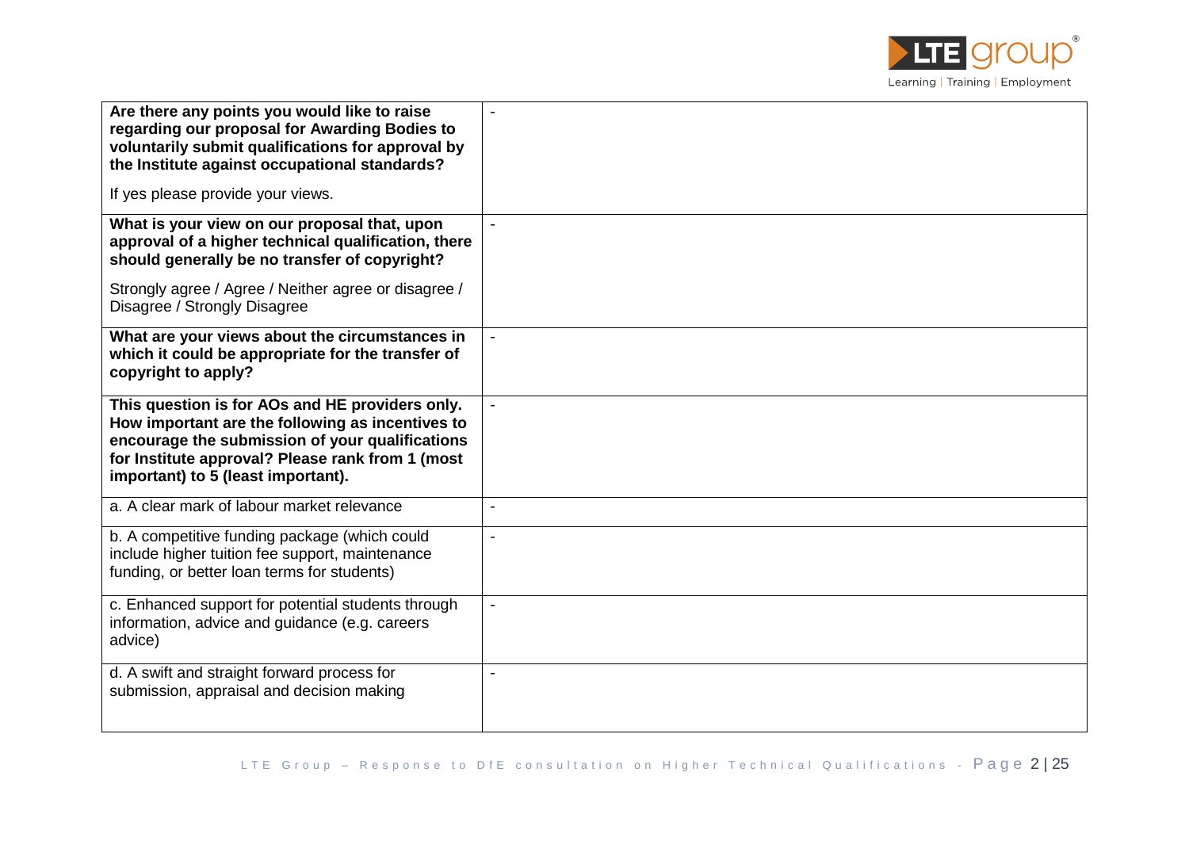| | |
|---|---|
| **Are there any points you would like to raise regarding our proposal for Awarding Bodies to voluntarily submit qualifications for approval by the Institute against occupational standards?**<br><br>If yes please provide your views. | - |
| **What is your view on our proposal that, upon approval of a higher technical qualification, there should generally be no transfer of copyright?**<br><br>Strongly agree / Agree / Neither agree or disagree / Disagree / Strongly Disagree | - |
| **What are your views about the circumstances in which it could be appropriate for the transfer of copyright to apply?** | - |
| **This question is for AOs and HE providers only. How important are the following as incentives to encourage the submission of your qualifications for Institute approval? Please rank from 1 (most important) to 5 (least important).** | - |
| a. A clear mark of labour market relevance | - |
| b. A competitive funding package (which could include higher tuition fee support, maintenance funding, or better loan terms for students) | - |
| c. Enhanced support for potential students through information, advice and guidance (e.g. careers advice) | - |
| d. A swift and straight forward process for submission, appraisal and decision making | - |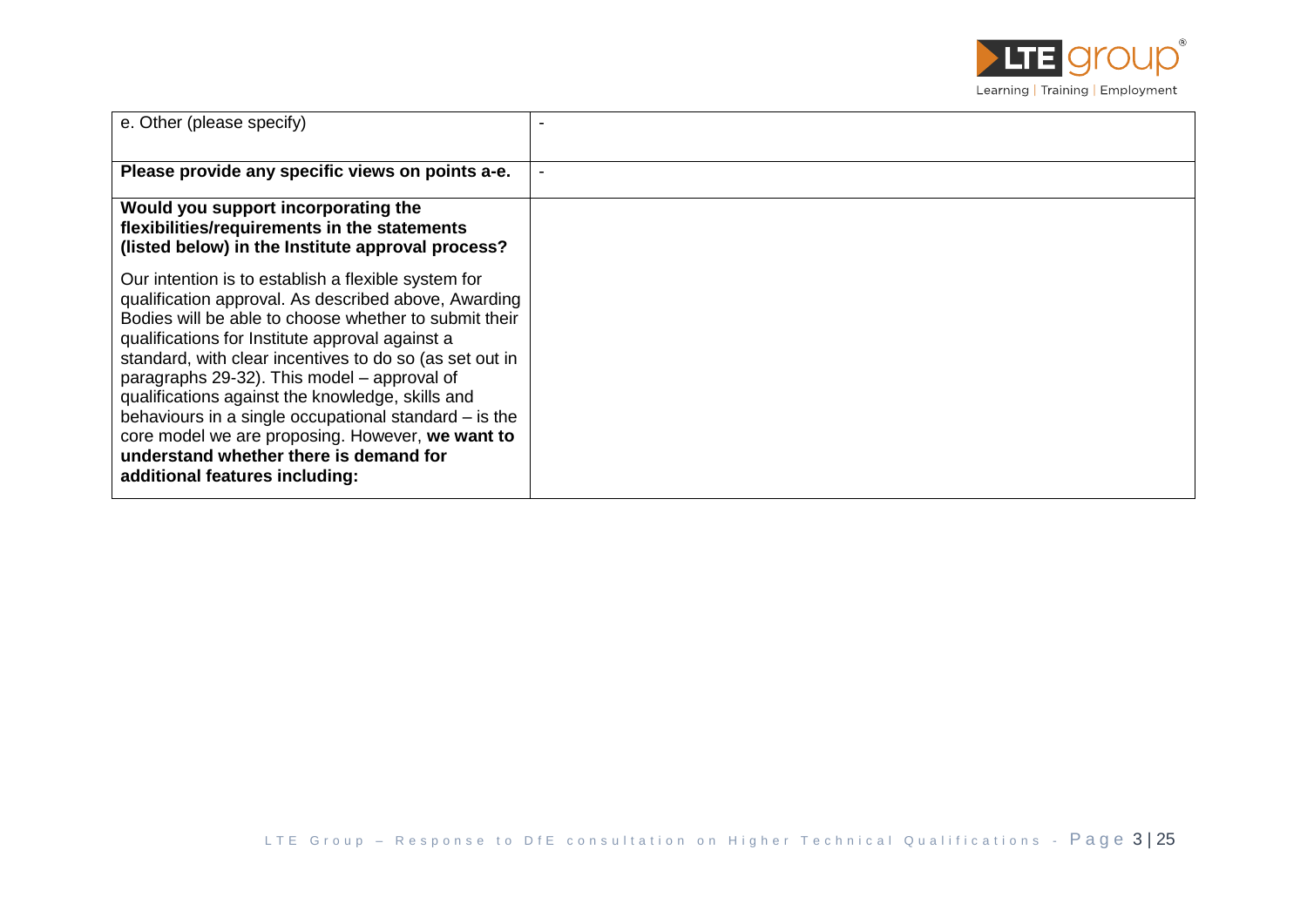| | |
|---|---|
| e. Other (please specify) | - |
| **Please provide any specific views on points a-e.** | - |
| **Would you support incorporating the flexibilities/requirements in the statements (listed below) in the Institute approval process?**<br><br>Our intention is to establish a flexible system for qualification approval. As described above, Awarding Bodies will be able to choose whether to submit their qualifications for Institute approval against a standard, with clear incentives to do so (as set out in paragraphs 29-32). This model – approval of qualifications against the knowledge, skills and behaviours in a single occupational standard – is the core model we are proposing. However, **we want to understand whether there is demand for additional features including:** | |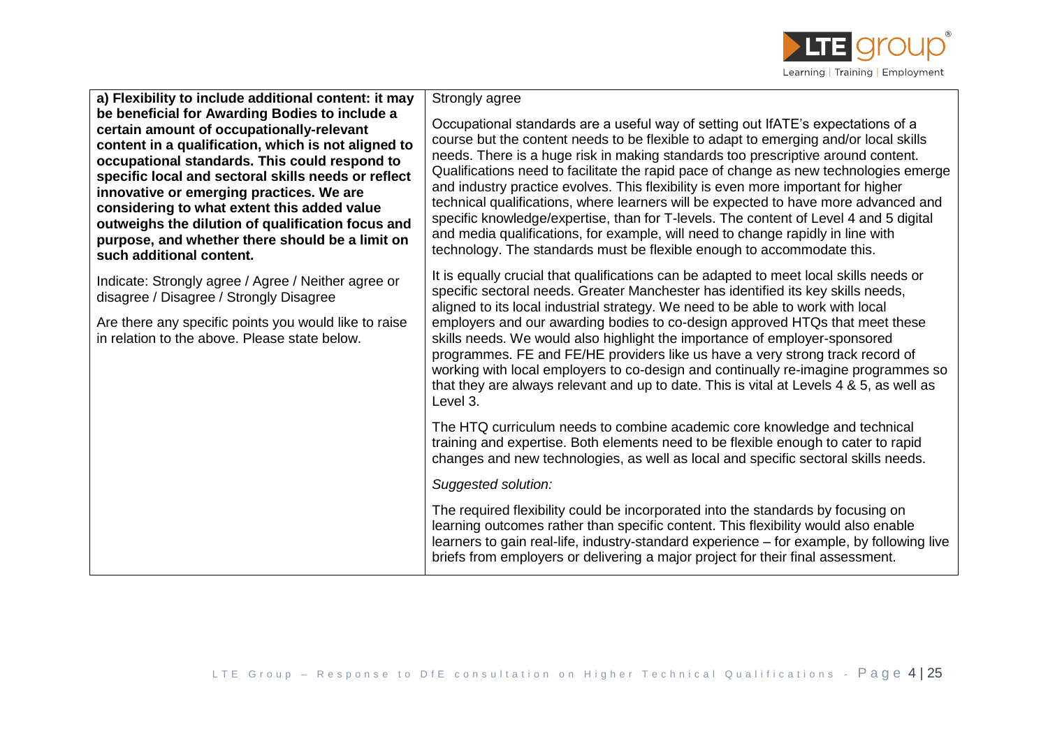| **a) Flexibility to include additional content: it may be beneficial for Awarding Bodies to include a certain amount of occupationally-relevant content in a qualification, which is not aligned to occupational standards. This could respond to specific local and sectoral skills needs or reflect innovative or emerging practices. We are considering to what extent this added value outweighs the dilution of qualification focus and purpose, and whether there should be a limit on such additional content.**<br><br>Indicate: Strongly agree / Agree / Neither agree or disagree / Disagree / Strongly Disagree<br><br>Are there any specific points you would like to raise in relation to the above. Please state below. | Strongly agree<br><br>Occupational standards are a useful way of setting out IfATE's expectations of a course but the content needs to be flexible to adapt to emerging and/or local skills needs. There is a huge risk in making standards too prescriptive around content. Qualifications need to facilitate the rapid pace of change as new technologies emerge and industry practice evolves. This flexibility is even more important for higher technical qualifications, where learners will be expected to have more advanced and specific knowledge/expertise, than for T-levels. The content of Level 4 and 5 digital and media qualifications, for example, will need to change rapidly in line with technology. The standards must be flexible enough to accommodate this.<br><br>It is equally crucial that qualifications can be adapted to meet local skills needs or specific sectoral needs. Greater Manchester has identified its key skills needs, aligned to its local industrial strategy. We need to be able to work with local employers and our awarding bodies to co-design approved HTQs that meet these skills needs. We would also highlight the importance of employer-sponsored programmes. FE and FE/HE providers like us have a very strong track record of working with local employers to co-design and continually re-imagine programmes so that they are always relevant and up to date. This is vital at Levels 4 & 5, as well as Level 3.<br><br>The HTQ curriculum needs to combine academic core knowledge and technical training and expertise. Both elements need to be flexible enough to cater to rapid changes and new technologies, as well as local and specific sectoral skills needs.<br><br>*Suggested solution:*<br><br>The required flexibility could be incorporated into the standards by focusing on learning outcomes rather than specific content. This flexibility would also enable learners to gain real-life, industry-standard experience – for example, by following live briefs from employers or delivering a major project for their final assessment. |
|---|---|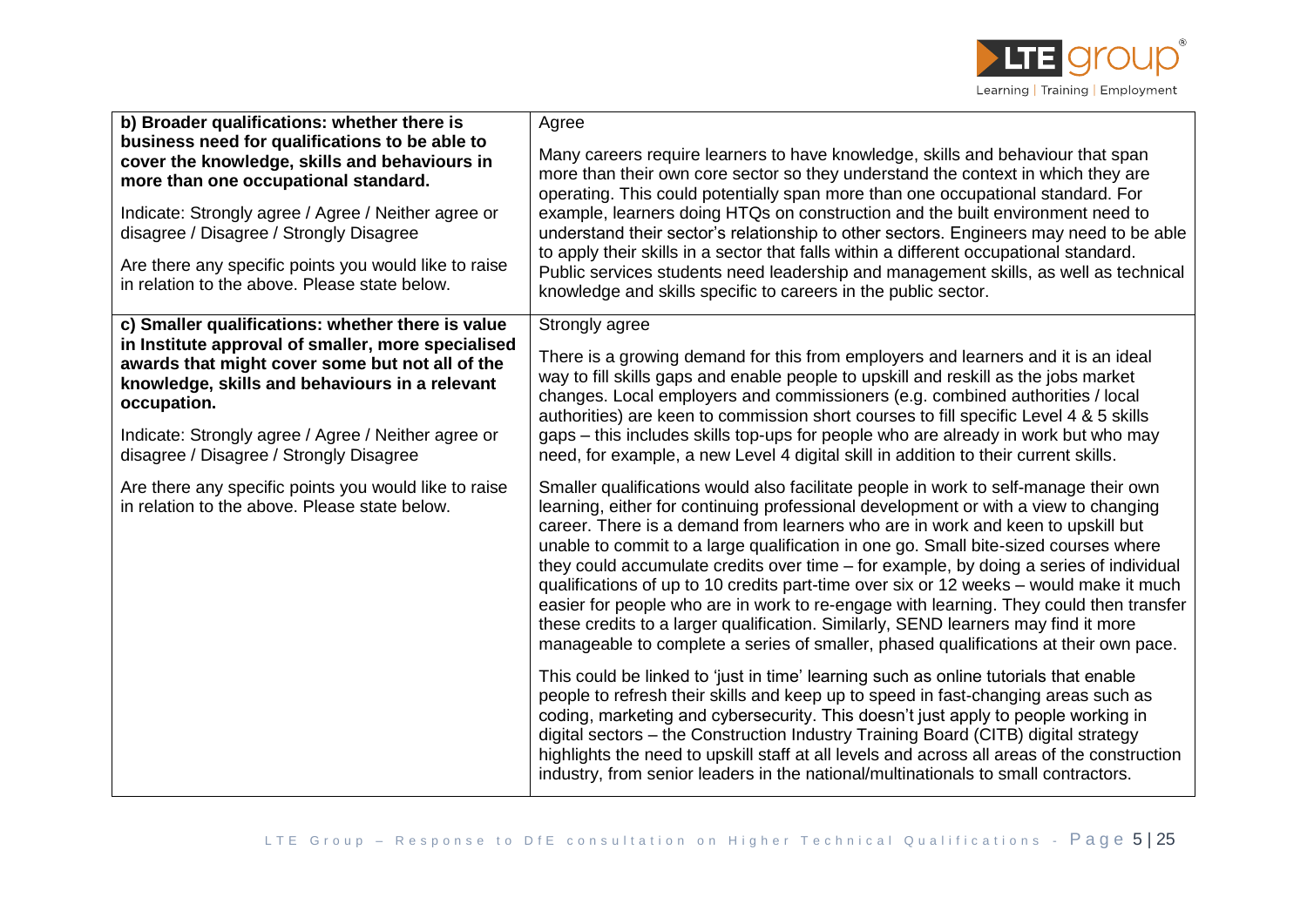| **b) Broader qualifications: whether there is business need for qualifications to be able to cover the knowledge, skills and behaviours in more than one occupational standard.**<br><br>Indicate: Strongly agree / Agree / Neither agree or disagree / Disagree / Strongly Disagree<br><br>Are there any specific points you would like to raise in relation to the above. Please state below. | Agree<br><br>Many careers require learners to have knowledge, skills and behaviour that span more than their own core sector so they understand the context in which they are operating. This could potentially span more than one occupational standard. For example, learners doing HTQs on construction and the built environment need to understand their sector's relationship to other sectors. Engineers may need to be able to apply their skills in a sector that falls within a different occupational standard. Public services students need leadership and management skills, as well as technical knowledge and skills specific to careers in the public sector. |
|---|---|
| **c) Smaller qualifications: whether there is value in Institute approval of smaller, more specialised awards that might cover some but not all of the knowledge, skills and behaviours in a relevant occupation.**<br><br>Indicate: Strongly agree / Agree / Neither agree or disagree / Disagree / Strongly Disagree<br><br>Are there any specific points you would like to raise in relation to the above. Please state below. | Strongly agree<br><br>There is a growing demand for this from employers and learners and it is an ideal way to fill skills gaps and enable people to upskill and reskill as the jobs market changes. Local employers and commissioners (e.g. combined authorities / local authorities) are keen to commission short courses to fill specific Level 4 & 5 skills gaps – this includes skills top-ups for people who are already in work but who may need, for example, a new Level 4 digital skill in addition to their current skills.<br><br>Smaller qualifications would also facilitate people in work to self-manage their own learning, either for continuing professional development or with a view to changing career. There is a demand from learners who are in work and keen to upskill but unable to commit to a large qualification in one go. Small bite-sized courses where they could accumulate credits over time – for example, by doing a series of individual qualifications of up to 10 credits part-time over six or 12 weeks – would make it much easier for people who are in work to re-engage with learning. They could then transfer these credits to a larger qualification. Similarly, SEND learners may find it more manageable to complete a series of smaller, phased qualifications at their own pace.<br><br>This could be linked to 'just in time' learning such as online tutorials that enable people to refresh their skills and keep up to speed in fast-changing areas such as coding, marketing and cybersecurity. This doesn't just apply to people working in digital sectors – the Construction Industry Training Board (CITB) digital strategy highlights the need to upskill staff at all levels and across all areas of the construction industry, from senior leaders in the national/multinationals to small contractors. |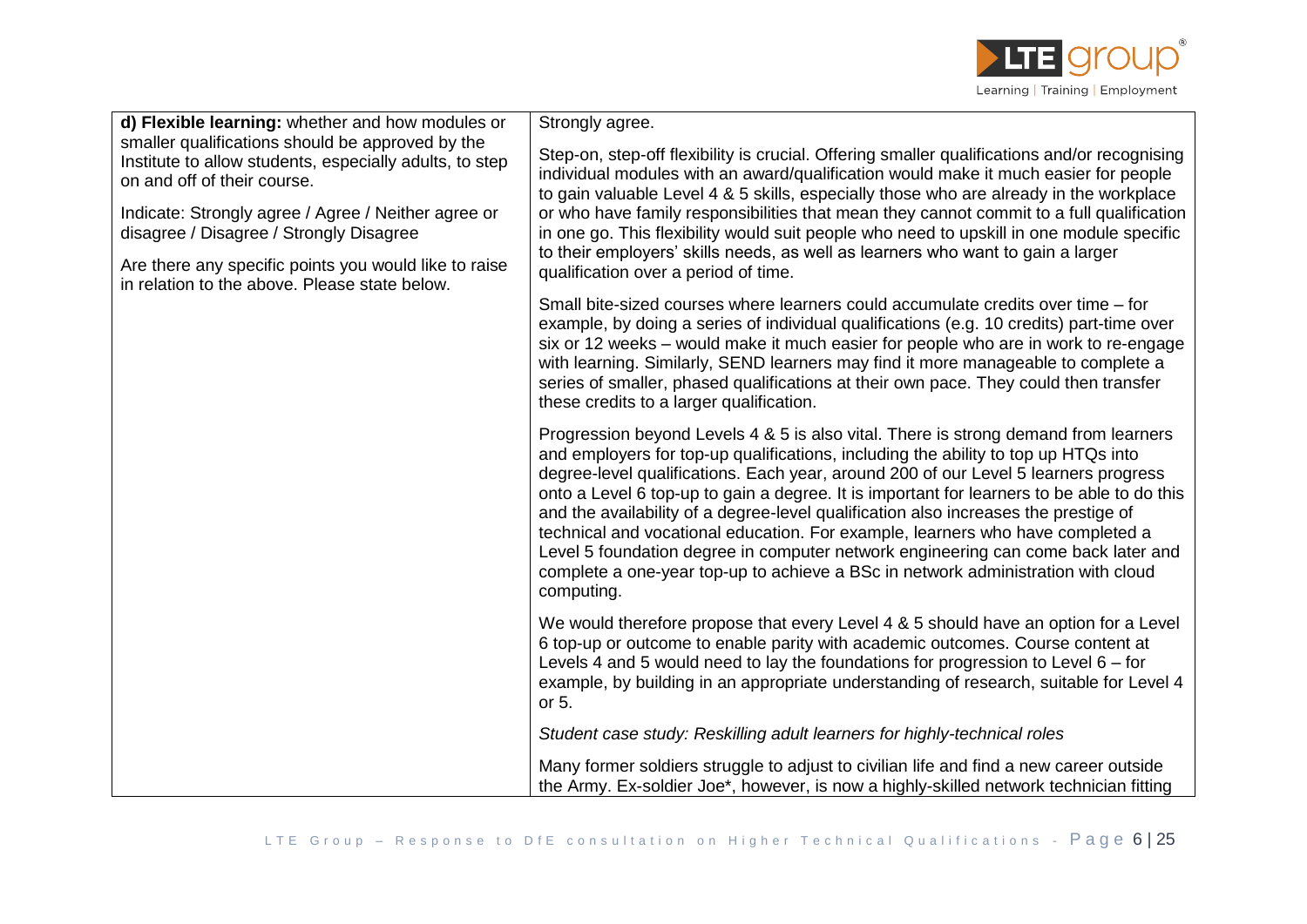| **d) Flexible learning:** whether and how modules or smaller qualifications should be approved by the Institute to allow students, especially adults, to step on and off of their course.<br><br>Indicate: Strongly agree / Agree / Neither agree or disagree / Disagree / Strongly Disagree<br><br>Are there any specific points you would like to raise in relation to the above. Please state below. | Strongly agree.<br><br>Step-on, step-off flexibility is crucial. Offering smaller qualifications and/or recognising individual modules with an award/qualification would make it much easier for people to gain valuable Level 4 & 5 skills, especially those who are already in the workplace or who have family responsibilities that mean they cannot commit to a full qualification in one go. This flexibility would suit people who need to upskill in one module specific to their employers' skills needs, as well as learners who want to gain a larger qualification over a period of time.<br><br>Small bite-sized courses where learners could accumulate credits over time – for example, by doing a series of individual qualifications (e.g. 10 credits) part-time over six or 12 weeks – would make it much easier for people who are in work to re-engage with learning. Similarly, SEND learners may find it more manageable to complete a series of smaller, phased qualifications at their own pace. They could then transfer these credits to a larger qualification.<br><br>Progression beyond Levels 4 & 5 is also vital. There is strong demand from learners and employers for top-up qualifications, including the ability to top up HTQs into degree-level qualifications. Each year, around 200 of our Level 5 learners progress onto a Level 6 top-up to gain a degree. It is important for learners to be able to do this and the availability of a degree-level qualification also increases the prestige of technical and vocational education. For example, learners who have completed a Level 5 foundation degree in computer network engineering can come back later and complete a one-year top-up to achieve a BSc in network administration with cloud computing.<br><br>We would therefore propose that every Level 4 & 5 should have an option for a Level 6 top-up or outcome to enable parity with academic outcomes. Course content at Levels 4 and 5 would need to lay the foundations for progression to Level 6 – for example, by building in an appropriate understanding of research, suitable for Level 4 or 5.<br><br>*Student case study: Reskilling adult learners for highly-technical roles*<br><br>Many former soldiers struggle to adjust to civilian life and find a new career outside the Army. Ex-soldier Joe*, however, is now a highly-skilled network technician fitting |
|---|---|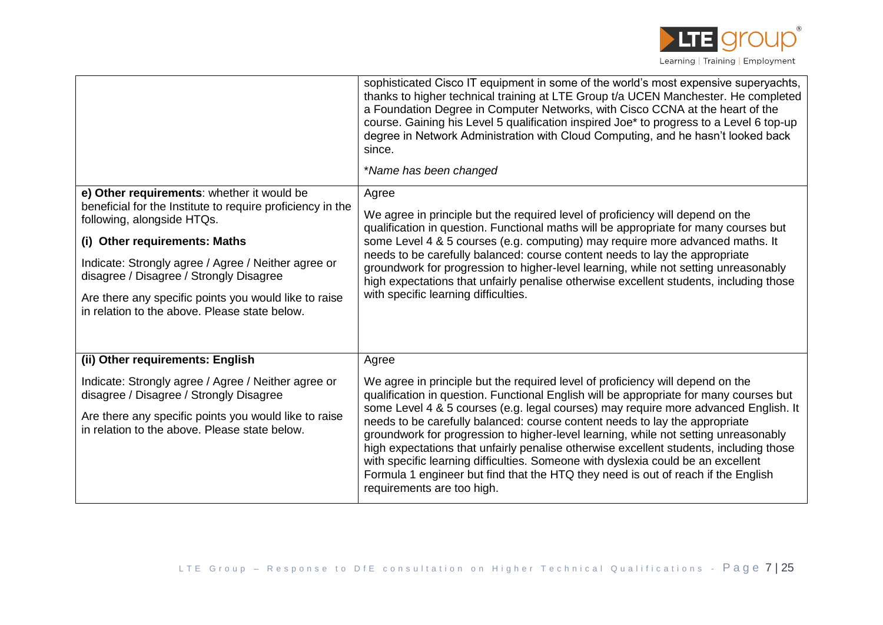| | |
|---|---|
| | sophisticated Cisco IT equipment in some of the world's most expensive superyachts, thanks to higher technical training at LTE Group t/a UCEN Manchester. He completed a Foundation Degree in Computer Networks, with Cisco CCNA at the heart of the course. Gaining his Level 5 qualification inspired Joe* to progress to a Level 6 top-up degree in Network Administration with Cloud Computing, and he hasn't looked back since.<br><br>*\*Name has been changed* |
| **e) Other requirements**: whether it would be beneficial for the Institute to require proficiency in the following, alongside HTQs.<br><br>**(i) Other requirements: Maths**<br><br>Indicate: Strongly agree / Agree / Neither agree or disagree / Disagree / Strongly Disagree<br><br>Are there any specific points you would like to raise in relation to the above. Please state below. | Agree<br><br>We agree in principle but the required level of proficiency will depend on the qualification in question. Functional maths will be appropriate for many courses but some Level 4 & 5 courses (e.g. computing) may require more advanced maths. It needs to be carefully balanced: course content needs to lay the appropriate groundwork for progression to higher-level learning, while not setting unreasonably high expectations that unfairly penalise otherwise excellent students, including those with specific learning difficulties. |
| **(ii) Other requirements: English**<br><br>Indicate: Strongly agree / Agree / Neither agree or disagree / Disagree / Strongly Disagree<br><br>Are there any specific points you would like to raise in relation to the above. Please state below. | Agree<br><br>We agree in principle but the required level of proficiency will depend on the qualification in question. Functional English will be appropriate for many courses but some Level 4 & 5 courses (e.g. legal courses) may require more advanced English. It needs to be carefully balanced: course content needs to lay the appropriate groundwork for progression to higher-level learning, while not setting unreasonably high expectations that unfairly penalise otherwise excellent students, including those with specific learning difficulties. Someone with dyslexia could be an excellent Formula 1 engineer but find that the HTQ they need is out of reach if the English requirements are too high. |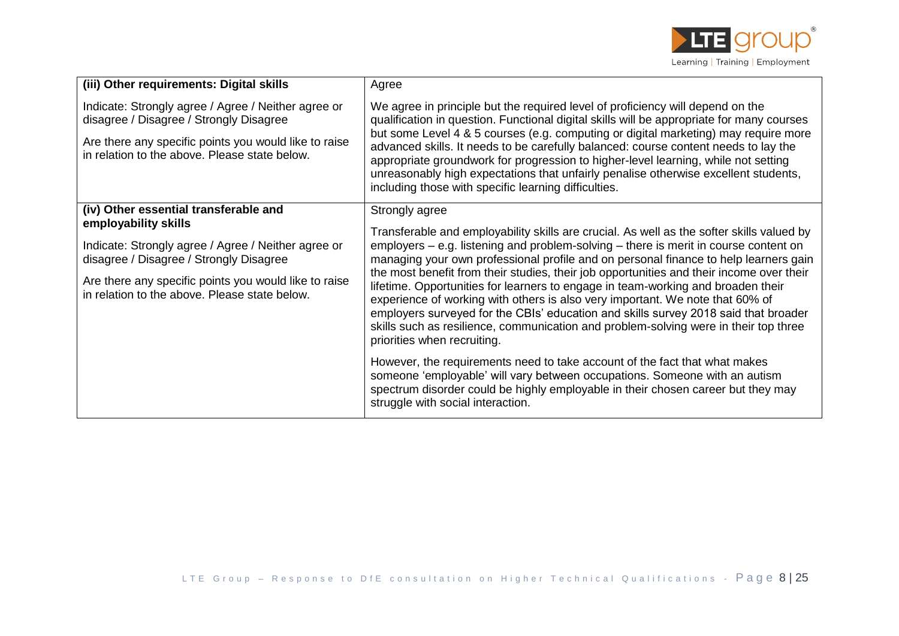| | |
|---|---|
| **(iii) Other requirements: Digital skills**<br><br>Indicate: Strongly agree / Agree / Neither agree or disagree / Disagree / Strongly Disagree<br><br>Are there any specific points you would like to raise in relation to the above. Please state below. | Agree<br><br>We agree in principle but the required level of proficiency will depend on the qualification in question. Functional digital skills will be appropriate for many courses but some Level 4 & 5 courses (e.g. computing or digital marketing) may require more advanced skills. It needs to be carefully balanced: course content needs to lay the appropriate groundwork for progression to higher-level learning, while not setting unreasonably high expectations that unfairly penalise otherwise excellent students, including those with specific learning difficulties. |
| **(iv) Other essential transferable and employability skills**<br><br>Indicate: Strongly agree / Agree / Neither agree or disagree / Disagree / Strongly Disagree<br><br>Are there any specific points you would like to raise in relation to the above. Please state below. | Strongly agree<br><br>Transferable and employability skills are crucial. As well as the softer skills valued by employers – e.g. listening and problem-solving – there is merit in course content on managing your own professional profile and on personal finance to help learners gain the most benefit from their studies, their job opportunities and their income over their lifetime. Opportunities for learners to engage in team-working and broaden their experience of working with others is also very important. We note that 60% of employers surveyed for the CBIs' education and skills survey 2018 said that broader skills such as resilience, communication and problem-solving were in their top three priorities when recruiting.<br><br>However, the requirements need to take account of the fact that what makes someone 'employable' will vary between occupations. Someone with an autism spectrum disorder could be highly employable in their chosen career but they may struggle with social interaction. |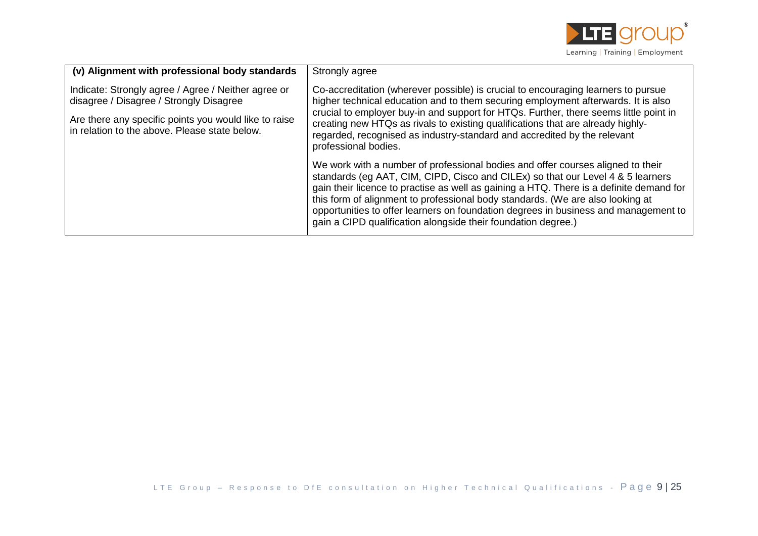| (v) Alignment with professional body standards | Strongly agree |
|---|---|
| Indicate: Strongly agree / Agree / Neither agree or disagree / Disagree / Strongly Disagree<br><br>Are there any specific points you would like to raise in relation to the above. Please state below. | Co-accreditation (wherever possible) is crucial to encouraging learners to pursue higher technical education and to them securing employment afterwards. It is also crucial to employer buy-in and support for HTQs. Further, there seems little point in creating new HTQs as rivals to existing qualifications that are already highly-regarded, recognised as industry-standard and accredited by the relevant professional bodies.<br><br>We work with a number of professional bodies and offer courses aligned to their standards (eg AAT, CIM, CIPD, Cisco and CILEx) so that our Level 4 & 5 learners gain their licence to practise as well as gaining a HTQ. There is a definite demand for this form of alignment to professional body standards. (We are also looking at opportunities to offer learners on foundation degrees in business and management to gain a CIPD qualification alongside their foundation degree.) |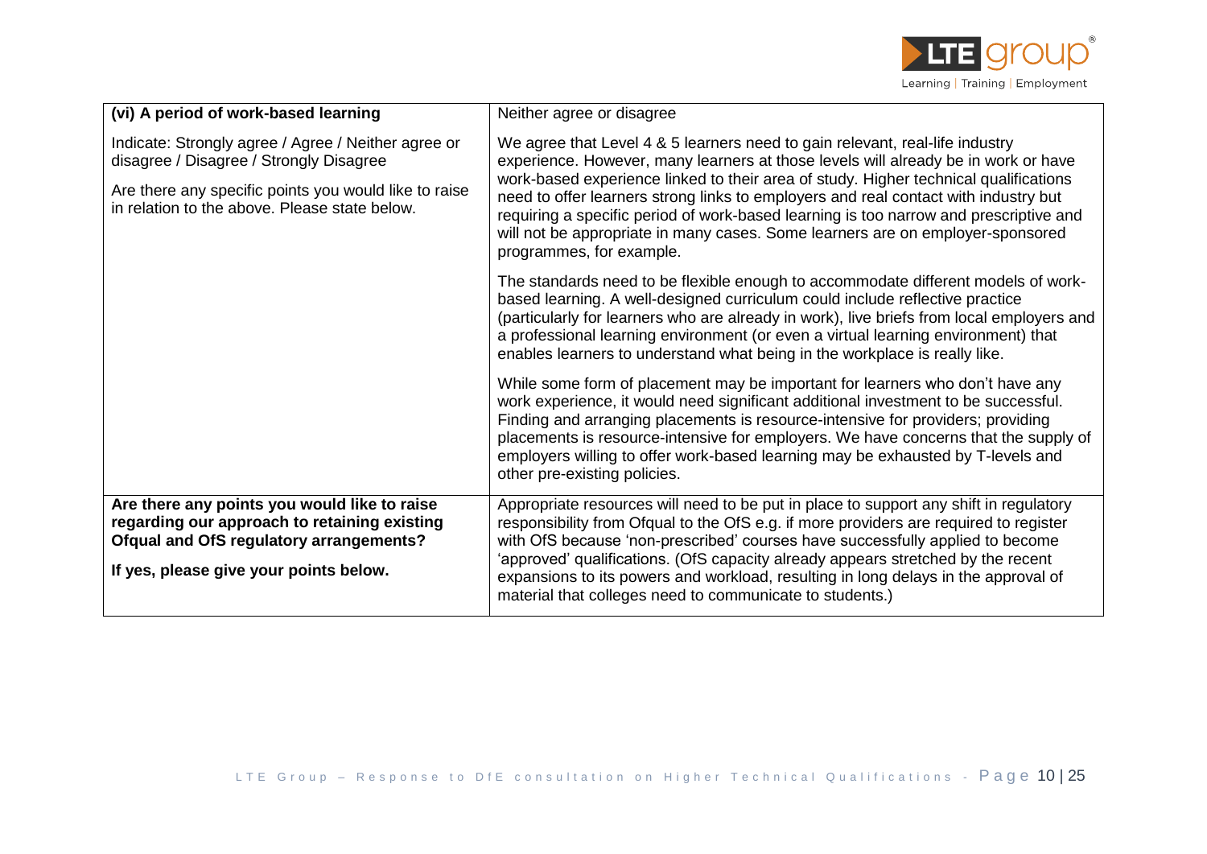| (vi) A period of work-based learning | Neither agree or disagree |
| --- | --- |
| Indicate: Strongly agree / Agree / Neither agree or disagree / Disagree / Strongly Disagree<br><br>Are there any specific points you would like to raise in relation to the above. Please state below. | We agree that Level 4 & 5 learners need to gain relevant, real-life industry experience. However, many learners at those levels will already be in work or have work-based experience linked to their area of study. Higher technical qualifications need to offer learners strong links to employers and real contact with industry but requiring a specific period of work-based learning is too narrow and prescriptive and will not be appropriate in many cases. Some learners are on employer-sponsored programmes, for example.<br><br>The standards need to be flexible enough to accommodate different models of work-based learning. A well-designed curriculum could include reflective practice (particularly for learners who are already in work), live briefs from local employers and a professional learning environment (or even a virtual learning environment) that enables learners to understand what being in the workplace is really like.<br><br>While some form of placement may be important for learners who don't have any work experience, it would need significant additional investment to be successful. Finding and arranging placements is resource-intensive for providers; providing placements is resource-intensive for employers. We have concerns that the supply of employers willing to offer work-based learning may be exhausted by T-levels and other pre-existing policies. |
| **Are there any points you would like to raise regarding our approach to retaining existing Ofqual and OfS regulatory arrangements?**<br><br>**If yes, please give your points below.** | Appropriate resources will need to be put in place to support any shift in regulatory responsibility from Ofqual to the OfS e.g. if more providers are required to register with OfS because 'non-prescribed' courses have successfully applied to become 'approved' qualifications. (OfS capacity already appears stretched by the recent expansions to its powers and workload, resulting in long delays in the approval of material that colleges need to communicate to students.) |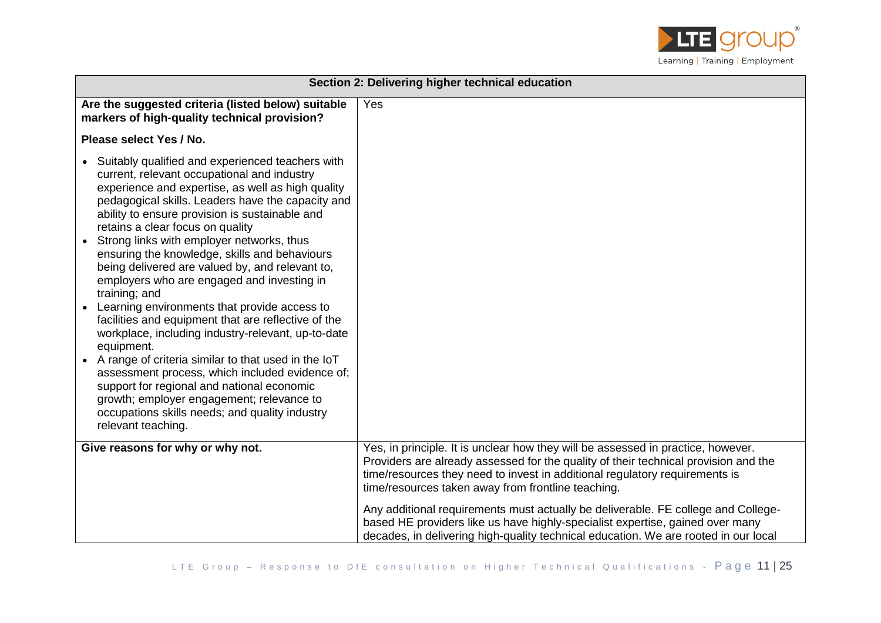| Section 2: Delivering higher technical education | |
|---|---|
| **Are the suggested criteria (listed below) suitable markers of high-quality technical provision?**<br><br>**Please select Yes / No.**<br><br>• Suitably qualified and experienced teachers with current, relevant occupational and industry experience and expertise, as well as high quality pedagogical skills. Leaders have the capacity and ability to ensure provision is sustainable and retains a clear focus on quality<br>• Strong links with employer networks, thus ensuring the knowledge, skills and behaviours being delivered are valued by, and relevant to, employers who are engaged and investing in training; and<br>• Learning environments that provide access to facilities and equipment that are reflective of the workplace, including industry-relevant, up-to-date equipment.<br>• A range of criteria similar to that used in the IoT assessment process, which included evidence of; support for regional and national economic growth; employer engagement; relevance to occupations skills needs; and quality industry relevant teaching. | Yes |
| **Give reasons for why or why not.** | Yes, in principle. It is unclear how they will be assessed in practice, however. Providers are already assessed for the quality of their technical provision and the time/resources they need to invest in additional regulatory requirements is time/resources taken away from frontline teaching.<br><br>Any additional requirements must actually be deliverable. FE college and College-based HE providers like us have highly-specialist expertise, gained over many decades, in delivering high-quality technical education. We are rooted in our local |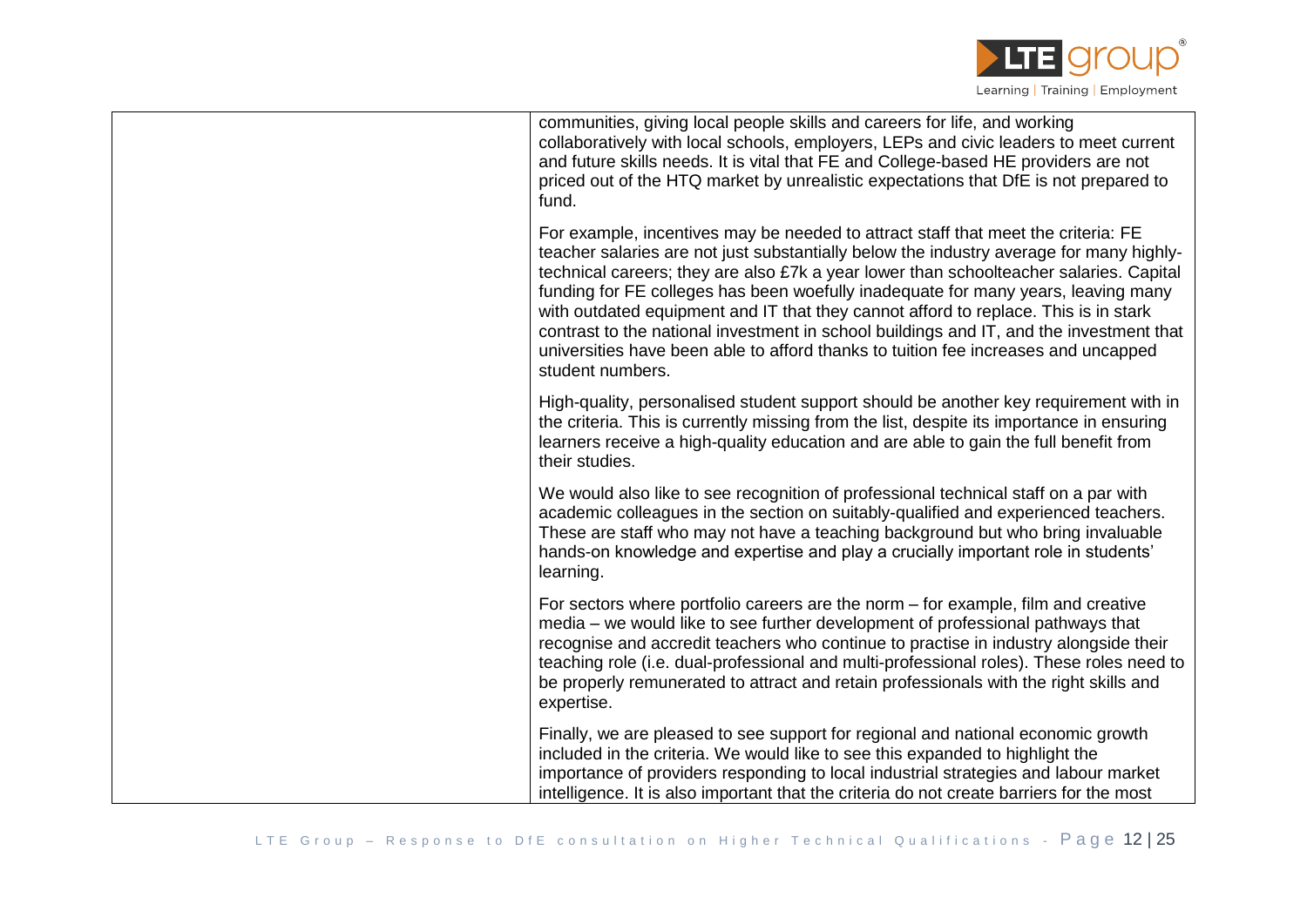| | |
|---|---|
| | communities, giving local people skills and careers for life, and working collaboratively with local schools, employers, LEPs and civic leaders to meet current and future skills needs. It is vital that FE and College-based HE providers are not priced out of the HTQ market by unrealistic expectations that DfE is not prepared to fund.<br><br>For example, incentives may be needed to attract staff that meet the criteria: FE teacher salaries are not just substantially below the industry average for many highly-technical careers; they are also £7k a year lower than schoolteacher salaries. Capital funding for FE colleges has been woefully inadequate for many years, leaving many with outdated equipment and IT that they cannot afford to replace. This is in stark contrast to the national investment in school buildings and IT, and the investment that universities have been able to afford thanks to tuition fee increases and uncapped student numbers.<br><br>High-quality, personalised student support should be another key requirement with in the criteria. This is currently missing from the list, despite its importance in ensuring learners receive a high-quality education and are able to gain the full benefit from their studies.<br><br>We would also like to see recognition of professional technical staff on a par with academic colleagues in the section on suitably-qualified and experienced teachers. These are staff who may not have a teaching background but who bring invaluable hands-on knowledge and expertise and play a crucially important role in students' learning.<br><br>For sectors where portfolio careers are the norm – for example, film and creative media – we would like to see further development of professional pathways that recognise and accredit teachers who continue to practise in industry alongside their teaching role (i.e. dual-professional and multi-professional roles). These roles need to be properly remunerated to attract and retain professionals with the right skills and expertise.<br><br>Finally, we are pleased to see support for regional and national economic growth included in the criteria. We would like to see this expanded to highlight the importance of providers responding to local industrial strategies and labour market intelligence. It is also important that the criteria do not create barriers for the most |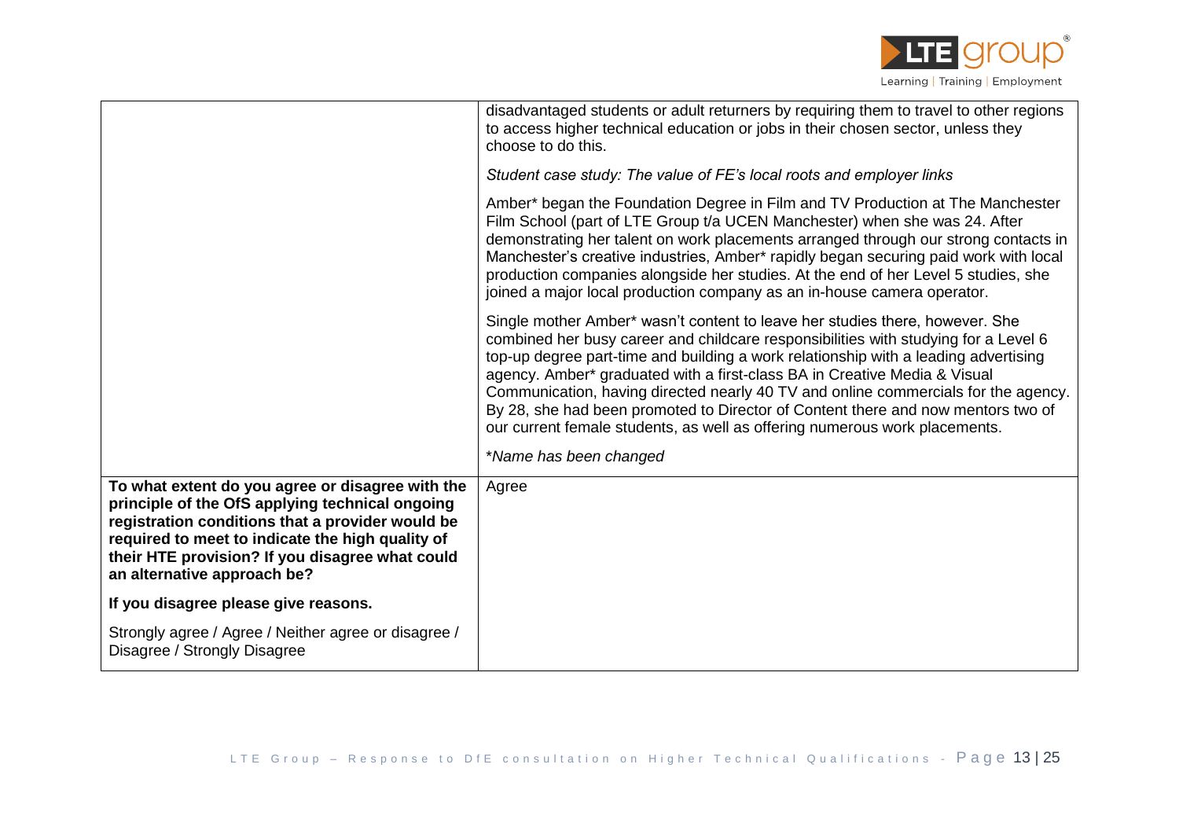| | |
|---|---|
| | disadvantaged students or adult returners by requiring them to travel to other regions to access higher technical education or jobs in their chosen sector, unless they choose to do this.<br><br>*Student case study: The value of FE's local roots and employer links*<br><br>Amber* began the Foundation Degree in Film and TV Production at The Manchester Film School (part of LTE Group t/a UCEN Manchester) when she was 24. After demonstrating her talent on work placements arranged through our strong contacts in Manchester's creative industries, Amber* rapidly began securing paid work with local production companies alongside her studies. At the end of her Level 5 studies, she joined a major local production company as an in-house camera operator.<br><br>Single mother Amber* wasn't content to leave her studies there, however. She combined her busy career and childcare responsibilities with studying for a Level 6 top-up degree part-time and building a work relationship with a leading advertising agency. Amber* graduated with a first-class BA in Creative Media & Visual Communication, having directed nearly 40 TV and online commercials for the agency. By 28, she had been promoted to Director of Content there and now mentors two of our current female students, as well as offering numerous work placements.<br><br>**Name has been changed* |
| **To what extent do you agree or disagree with the principle of the OfS applying technical ongoing registration conditions that a provider would be required to meet to indicate the high quality of their HTE provision? If you disagree what could an alternative approach be?**<br><br>**If you disagree please give reasons.**<br><br>Strongly agree / Agree / Neither agree or disagree / Disagree / Strongly Disagree | Agree |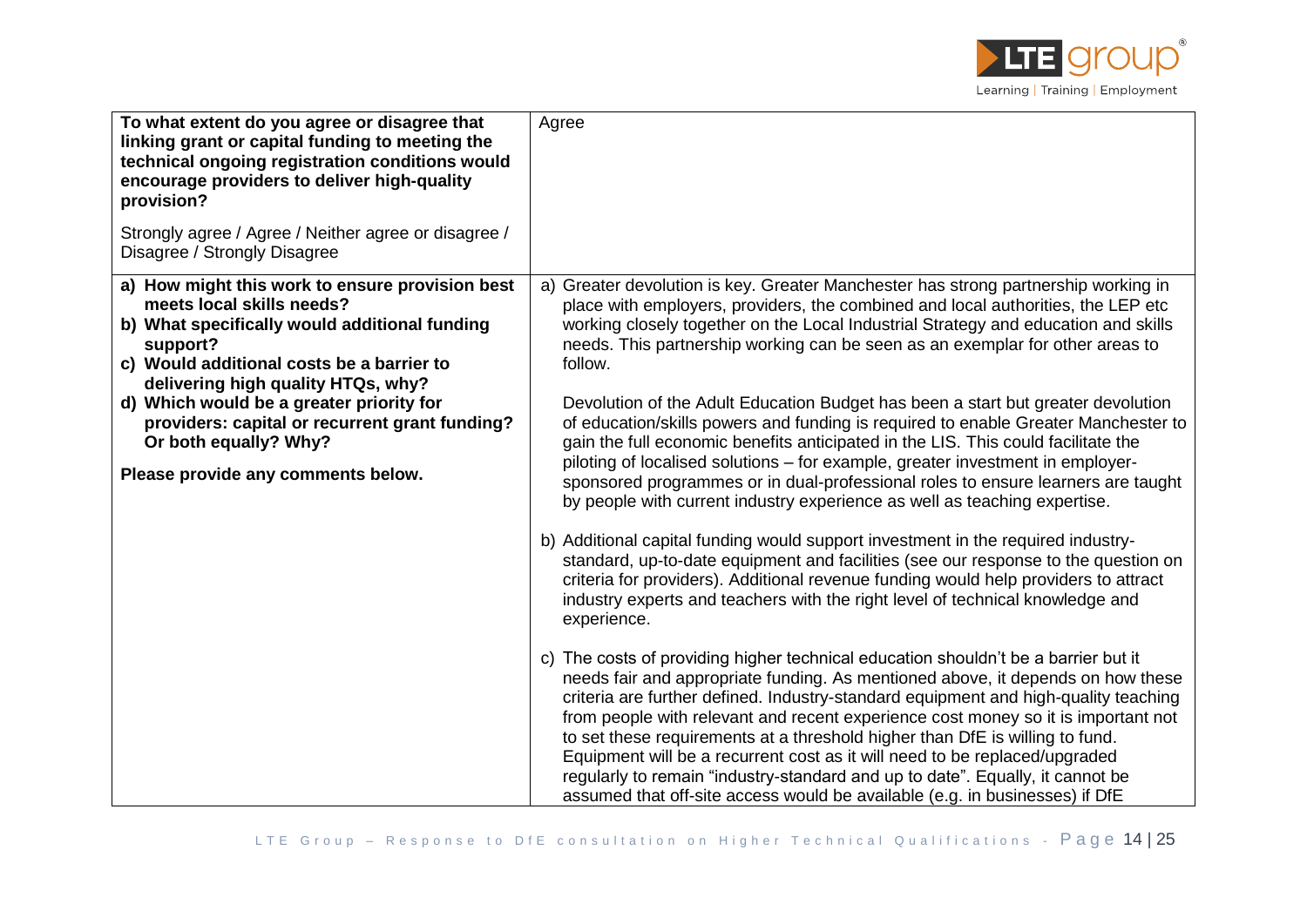| To what extent do you agree or disagree that linking grant or capital funding to meeting the technical ongoing registration conditions would encourage providers to deliver high-quality provision?<br><br>Strongly agree / Agree / Neither agree or disagree / Disagree / Strongly Disagree | Agree |
|---|---|
| **a) How might this work to ensure provision best meets local skills needs?**<br>**b) What specifically would additional funding support?**<br>**c) Would additional costs be a barrier to delivering high quality HTQs, why?**<br>**d) Which would be a greater priority for providers: capital or recurrent grant funding? Or both equally? Why?**<br><br>**Please provide any comments below.** | a) Greater devolution is key. Greater Manchester has strong partnership working in place with employers, providers, the combined and local authorities, the LEP etc working closely together on the Local Industrial Strategy and education and skills needs. This partnership working can be seen as an exemplar for other areas to follow.<br><br>Devolution of the Adult Education Budget has been a start but greater devolution of education/skills powers and funding is required to enable Greater Manchester to gain the full economic benefits anticipated in the LIS. This could facilitate the piloting of localised solutions – for example, greater investment in employer-sponsored programmes or in dual-professional roles to ensure learners are taught by people with current industry experience as well as teaching expertise.<br><br>b) Additional capital funding would support investment in the required industry-standard, up-to-date equipment and facilities (see our response to the question on criteria for providers). Additional revenue funding would help providers to attract industry experts and teachers with the right level of technical knowledge and experience.<br><br>c) The costs of providing higher technical education shouldn't be a barrier but it needs fair and appropriate funding. As mentioned above, it depends on how these criteria are further defined. Industry-standard equipment and high-quality teaching from people with relevant and recent experience cost money so it is important not to set these requirements at a threshold higher than DfE is willing to fund. Equipment will be a recurrent cost as it will need to be replaced/upgraded regularly to remain "industry-standard and up to date". Equally, it cannot be assumed that off-site access would be available (e.g. in businesses) if DfE |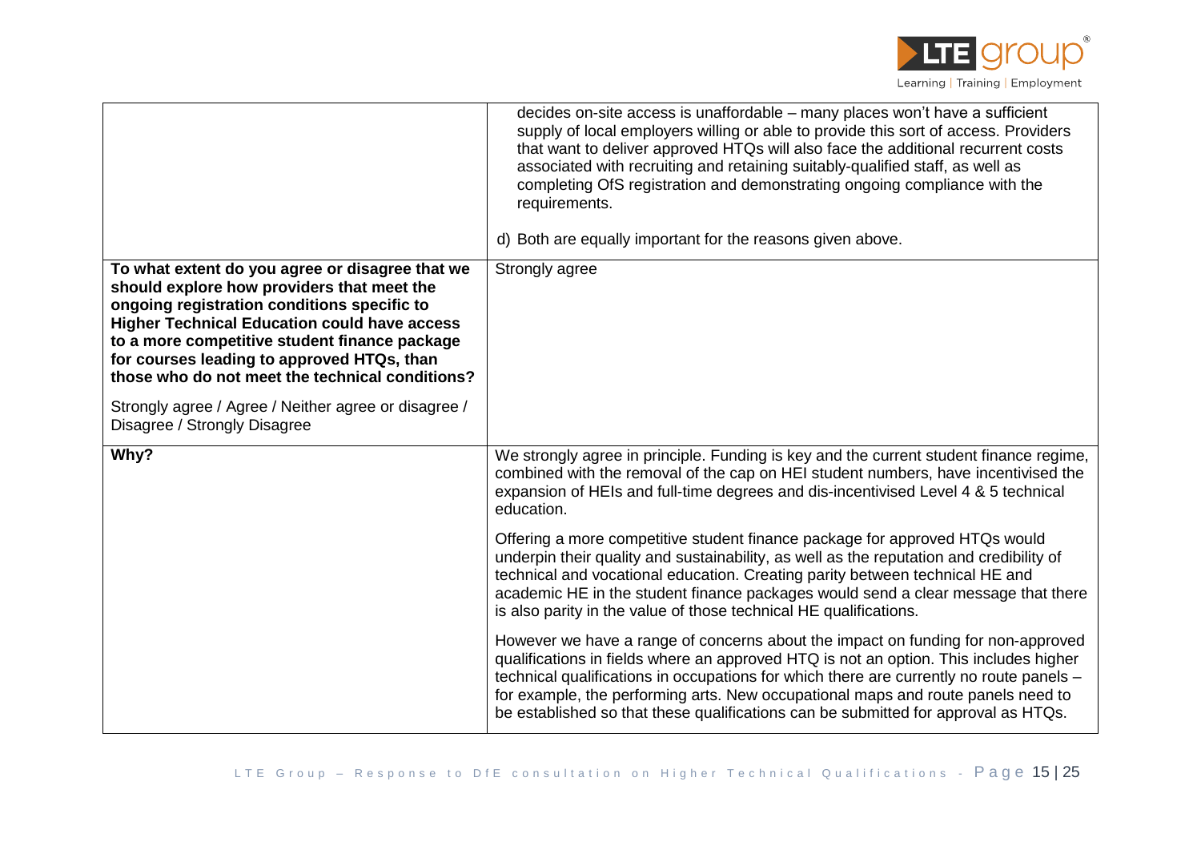| | |
|---|---|
| | decides on-site access is unaffordable – many places won't have a sufficient supply of local employers willing or able to provide this sort of access. Providers that want to deliver approved HTQs will also face the additional recurrent costs associated with recruiting and retaining suitably-qualified staff, as well as completing OfS registration and demonstrating ongoing compliance with the requirements.<br><br>d) Both are equally important for the reasons given above. |
| **To what extent do you agree or disagree that we should explore how providers that meet the ongoing registration conditions specific to Higher Technical Education could have access to a more competitive student finance package for courses leading to approved HTQs, than those who do not meet the technical conditions?**<br><br>Strongly agree / Agree / Neither agree or disagree / Disagree / Strongly Disagree | Strongly agree |
| **Why?** | We strongly agree in principle. Funding is key and the current student finance regime, combined with the removal of the cap on HEI student numbers, have incentivised the expansion of HEIs and full-time degrees and dis-incentivised Level 4 & 5 technical education.<br><br>Offering a more competitive student finance package for approved HTQs would underpin their quality and sustainability, as well as the reputation and credibility of technical and vocational education. Creating parity between technical HE and academic HE in the student finance packages would send a clear message that there is also parity in the value of those technical HE qualifications.<br><br>However we have a range of concerns about the impact on funding for non-approved qualifications in fields where an approved HTQ is not an option. This includes higher technical qualifications in occupations for which there are currently no route panels – for example, the performing arts. New occupational maps and route panels need to be established so that these qualifications can be submitted for approval as HTQs. |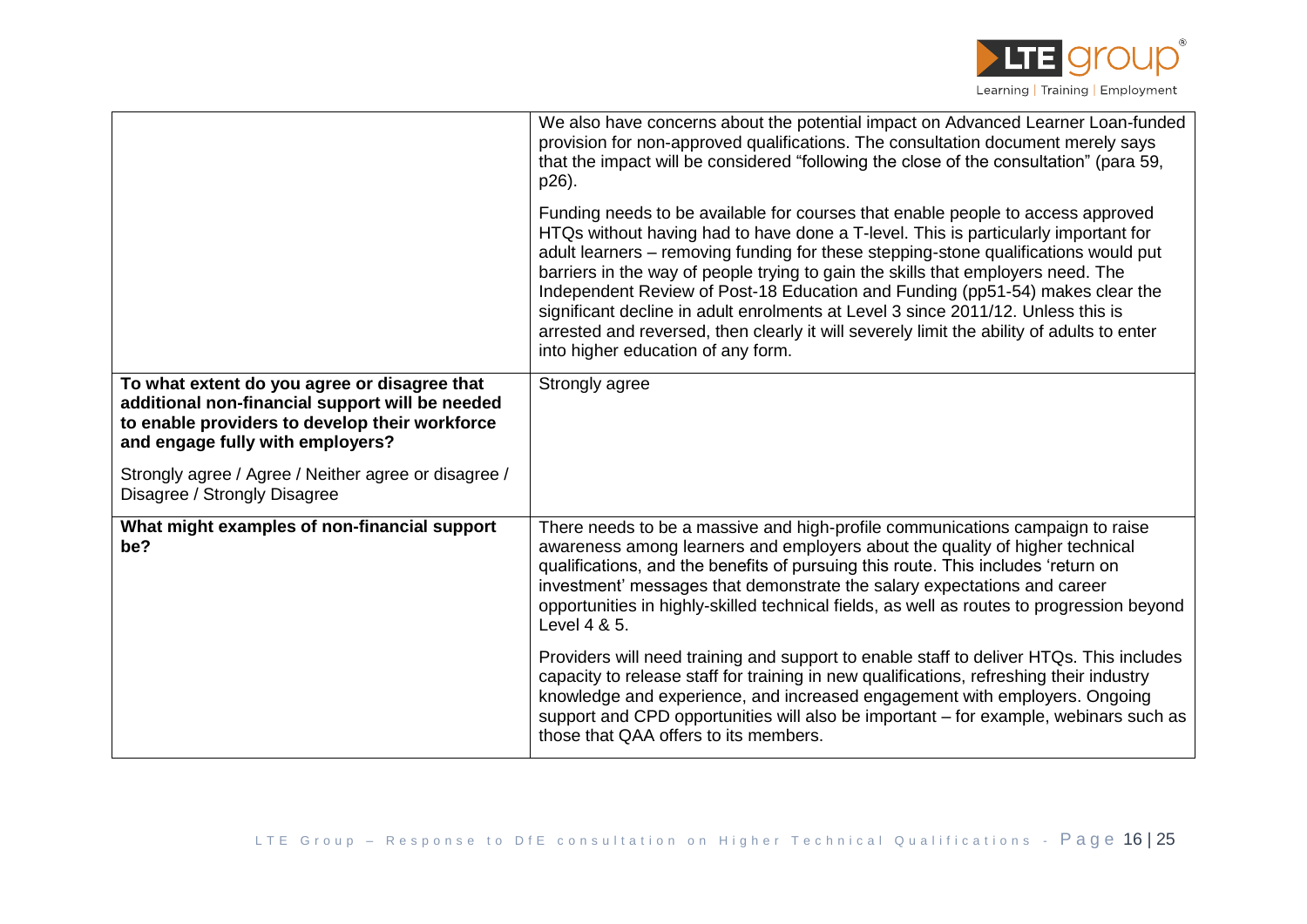| | |
|---|---|
| | We also have concerns about the potential impact on Advanced Learner Loan-funded provision for non-approved qualifications. The consultation document merely says that the impact will be considered "following the close of the consultation" (para 59, p26).<br><br>Funding needs to be available for courses that enable people to access approved HTQs without having had to have done a T-level. This is particularly important for adult learners – removing funding for these stepping-stone qualifications would put barriers in the way of people trying to gain the skills that employers need. The Independent Review of Post-18 Education and Funding (pp51-54) makes clear the significant decline in adult enrolments at Level 3 since 2011/12. Unless this is arrested and reversed, then clearly it will severely limit the ability of adults to enter into higher education of any form. |
| **To what extent do you agree or disagree that additional non-financial support will be needed to enable providers to develop their workforce and engage fully with employers?**<br><br>Strongly agree / Agree / Neither agree or disagree / Disagree / Strongly Disagree | Strongly agree |
| **What might examples of non-financial support be?** | There needs to be a massive and high-profile communications campaign to raise awareness among learners and employers about the quality of higher technical qualifications, and the benefits of pursuing this route. This includes 'return on investment' messages that demonstrate the salary expectations and career opportunities in highly-skilled technical fields, as well as routes to progression beyond Level 4 & 5.<br><br>Providers will need training and support to enable staff to deliver HTQs. This includes capacity to release staff for training in new qualifications, refreshing their industry knowledge and experience, and increased engagement with employers. Ongoing support and CPD opportunities will also be important – for example, webinars such as those that QAA offers to its members. |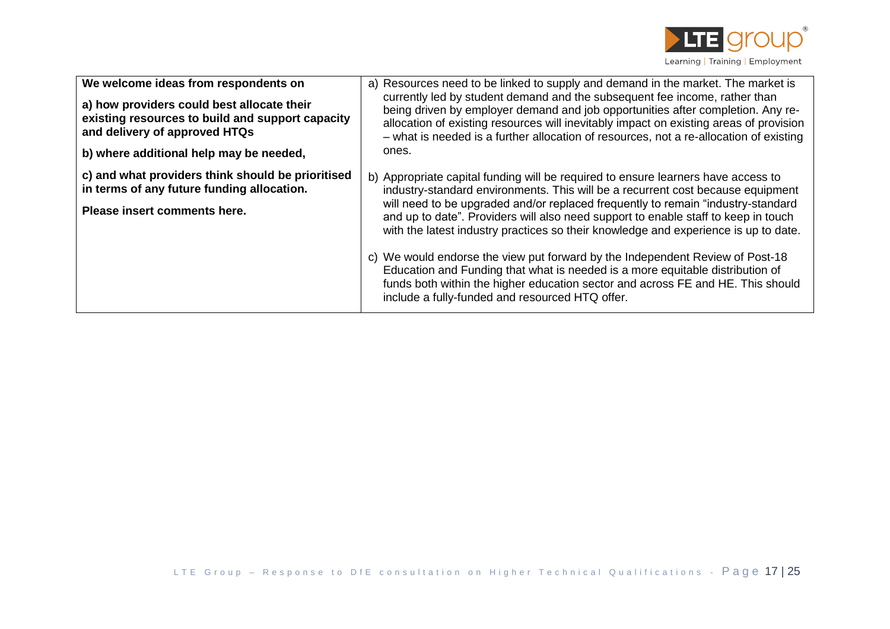| We welcome ideas from respondents on | |
|---|---|
| **a) how providers could best allocate their existing resources to build and support capacity and delivery of approved HTQs**<br><br>**b) where additional help may be needed,**<br><br>**c) and what providers think should be prioritised in terms of any future funding allocation.**<br><br>**Please insert comments here.** | a) Resources need to be linked to supply and demand in the market. The market is currently led by student demand and the subsequent fee income, rather than being driven by employer demand and job opportunities after completion. Any re-allocation of existing resources will inevitably impact on existing areas of provision – what is needed is a further allocation of resources, not a re-allocation of existing ones.<br><br>b) Appropriate capital funding will be required to ensure learners have access to industry-standard environments. This will be a recurrent cost because equipment will need to be upgraded and/or replaced frequently to remain "industry-standard and up to date". Providers will also need support to enable staff to keep in touch with the latest industry practices so their knowledge and experience is up to date.<br><br>c) We would endorse the view put forward by the Independent Review of Post-18 Education and Funding that what is needed is a more equitable distribution of funds both within the higher education sector and across FE and HE. This should include a fully-funded and resourced HTQ offer. |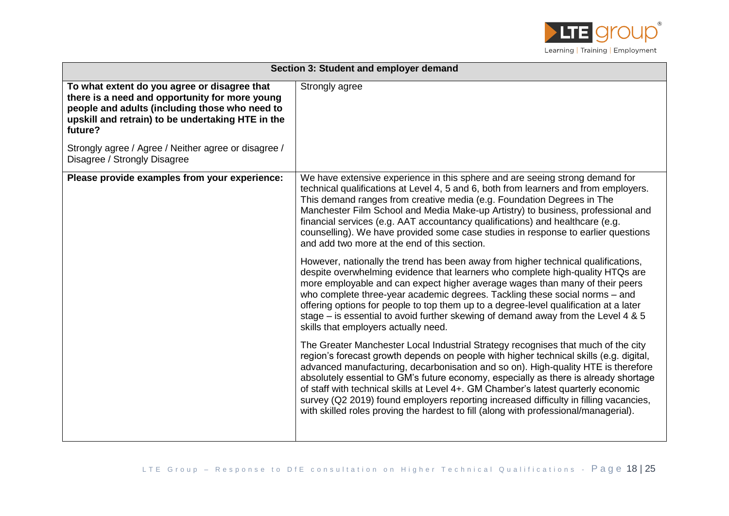| Section 3: Student and employer demand | |
|---|---|
| **To what extent do you agree or disagree that there is a need and opportunity for more young people and adults (including those who need to upskill and retrain) to be undertaking HTE in the future?**<br><br>Strongly agree / Agree / Neither agree or disagree / Disagree / Strongly Disagree | Strongly agree |
| **Please provide examples from your experience:** | We have extensive experience in this sphere and are seeing strong demand for technical qualifications at Level 4, 5 and 6, both from learners and from employers. This demand ranges from creative media (e.g. Foundation Degrees in The Manchester Film School and Media Make-up Artistry) to business, professional and financial services (e.g. AAT accountancy qualifications) and healthcare (e.g. counselling). We have provided some case studies in response to earlier questions and add two more at the end of this section.<br><br>However, nationally the trend has been away from higher technical qualifications, despite overwhelming evidence that learners who complete high-quality HTQs are more employable and can expect higher average wages than many of their peers who complete three-year academic degrees. Tackling these social norms – and offering options for people to top them up to a degree-level qualification at a later stage – is essential to avoid further skewing of demand away from the Level 4 & 5 skills that employers actually need.<br><br>The Greater Manchester Local Industrial Strategy recognises that much of the city region's forecast growth depends on people with higher technical skills (e.g. digital, advanced manufacturing, decarbonisation and so on). High-quality HTE is therefore absolutely essential to GM's future economy, especially as there is already shortage of staff with technical skills at Level 4+. GM Chamber's latest quarterly economic survey (Q2 2019) found employers reporting increased difficulty in filling vacancies, with skilled roles proving the hardest to fill (along with professional/managerial). |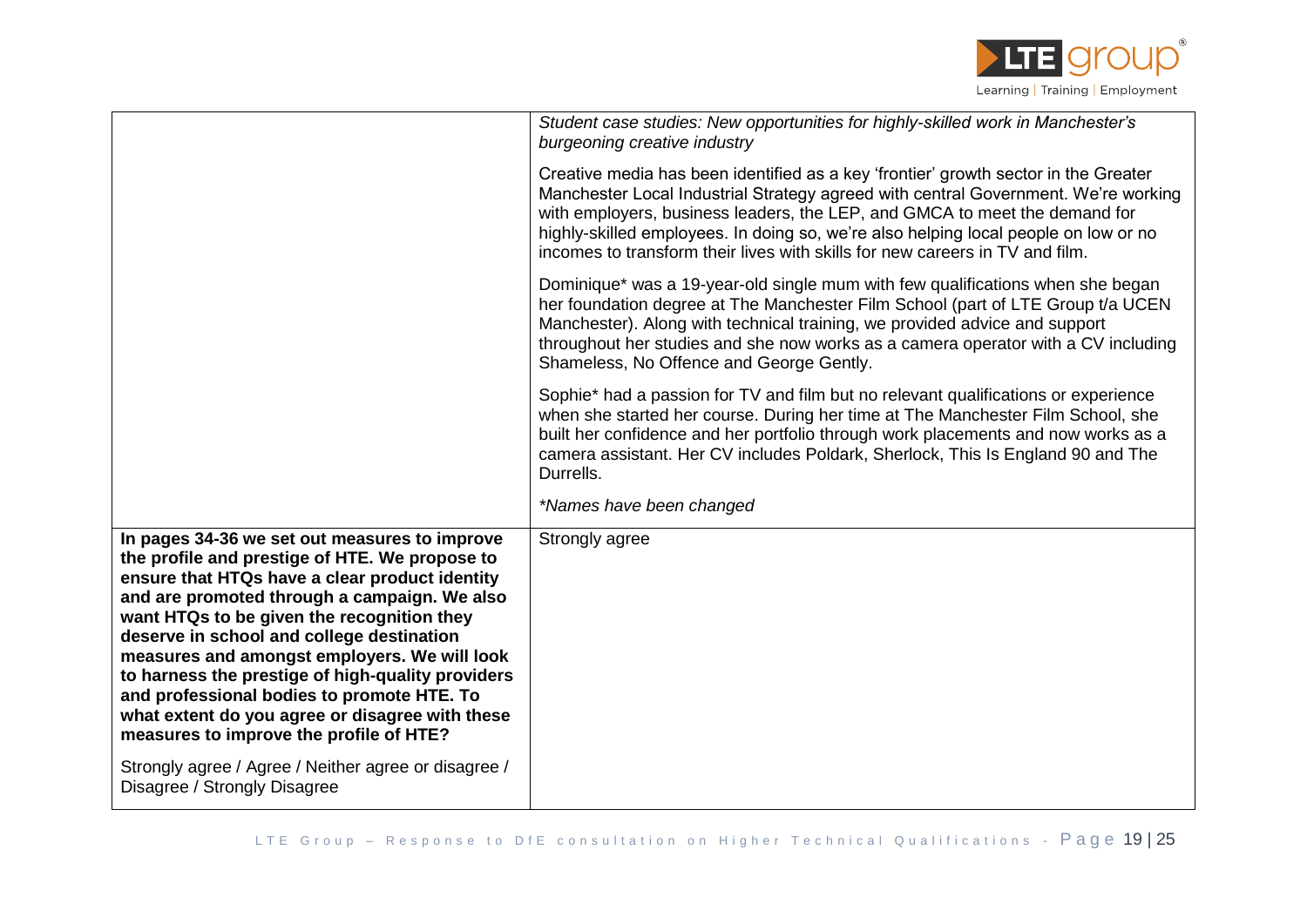| | |
|---|---|
| | *Student case studies: New opportunities for highly-skilled work in Manchester's burgeoning creative industry*<br><br>Creative media has been identified as a key 'frontier' growth sector in the Greater Manchester Local Industrial Strategy agreed with central Government. We're working with employers, business leaders, the LEP, and GMCA to meet the demand for highly-skilled employees. In doing so, we're also helping local people on low or no incomes to transform their lives with skills for new careers in TV and film.<br><br>Dominique* was a 19-year-old single mum with few qualifications when she began her foundation degree at The Manchester Film School (part of LTE Group t/a UCEN Manchester). Along with technical training, we provided advice and support throughout her studies and she now works as a camera operator with a CV including Shameless, No Offence and George Gently.<br><br>Sophie* had a passion for TV and film but no relevant qualifications or experience when she started her course. During her time at The Manchester Film School, she built her confidence and her portfolio through work placements and now works as a camera assistant. Her CV includes Poldark, Sherlock, This Is England 90 and The Durrells.<br><br>*\*Names have been changed* |
| **In pages 34-36 we set out measures to improve the profile and prestige of HTE. We propose to ensure that HTQs have a clear product identity and are promoted through a campaign. We also want HTQs to be given the recognition they deserve in school and college destination measures and amongst employers. We will look to harness the prestige of high-quality providers and professional bodies to promote HTE. To what extent do you agree or disagree with these measures to improve the profile of HTE?**<br><br>Strongly agree / Agree / Neither agree or disagree / Disagree / Strongly Disagree | Strongly agree |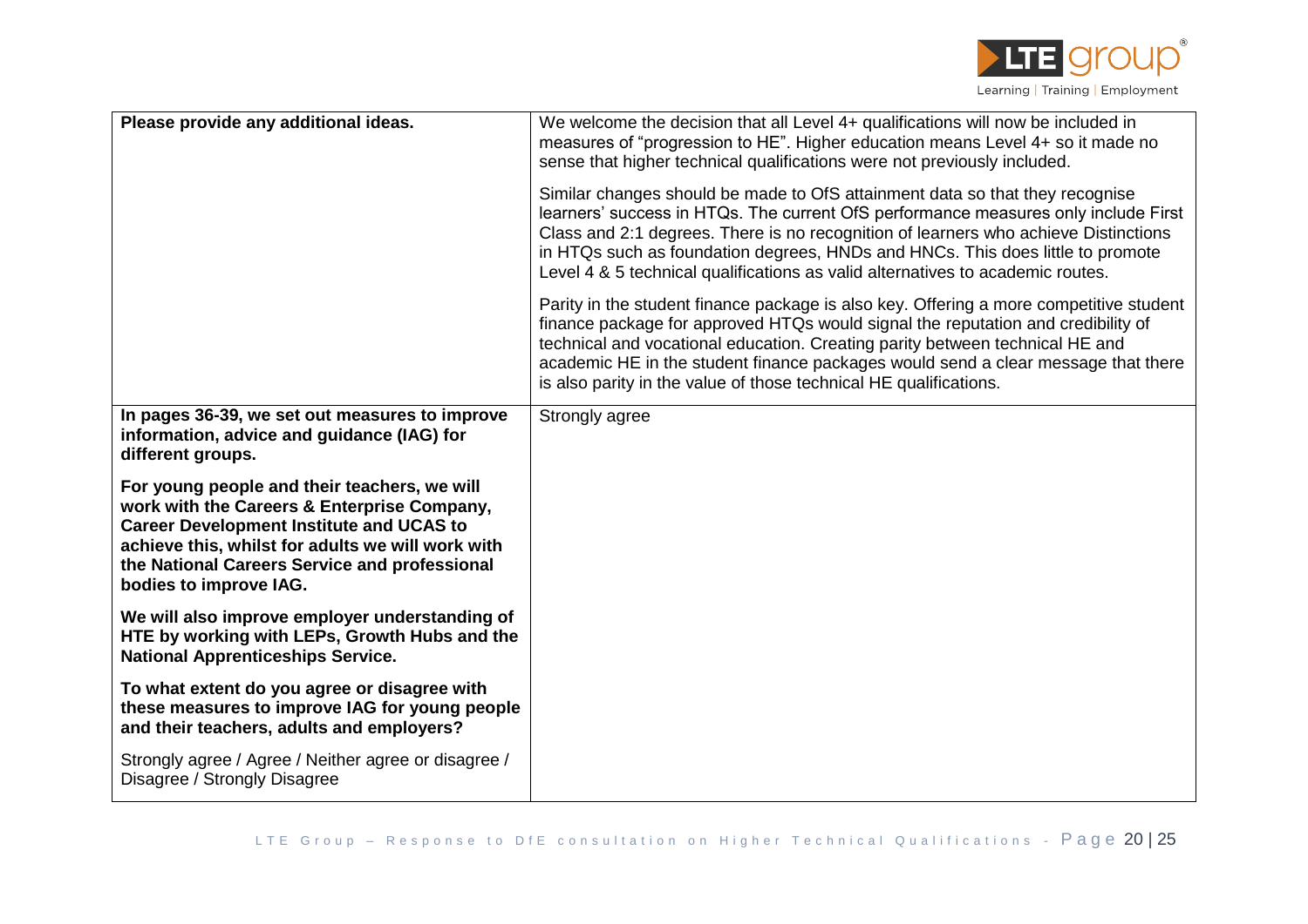| | |
|---|---|
| **Please provide any additional ideas.** | We welcome the decision that all Level 4+ qualifications will now be included in measures of "progression to HE". Higher education means Level 4+ so it made no sense that higher technical qualifications were not previously included.<br><br>Similar changes should be made to OfS attainment data so that they recognise learners' success in HTQs. The current OfS performance measures only include First Class and 2:1 degrees. There is no recognition of learners who achieve Distinctions in HTQs such as foundation degrees, HNDs and HNCs. This does little to promote Level 4 & 5 technical qualifications as valid alternatives to academic routes.<br><br>Parity in the student finance package is also key. Offering a more competitive student finance package for approved HTQs would signal the reputation and credibility of technical and vocational education. Creating parity between technical HE and academic HE in the student finance packages would send a clear message that there is also parity in the value of those technical HE qualifications. |
| **In pages 36-39, we set out measures to improve information, advice and guidance (IAG) for different groups.**<br><br>**For young people and their teachers, we will work with the Careers & Enterprise Company, Career Development Institute and UCAS to achieve this, whilst for adults we will work with the National Careers Service and professional bodies to improve IAG.**<br><br>**We will also improve employer understanding of HTE by working with LEPs, Growth Hubs and the National Apprenticeships Service.**<br><br>**To what extent do you agree or disagree with these measures to improve IAG for young people and their teachers, adults and employers?**<br><br>Strongly agree / Agree / Neither agree or disagree / Disagree / Strongly Disagree | Strongly agree |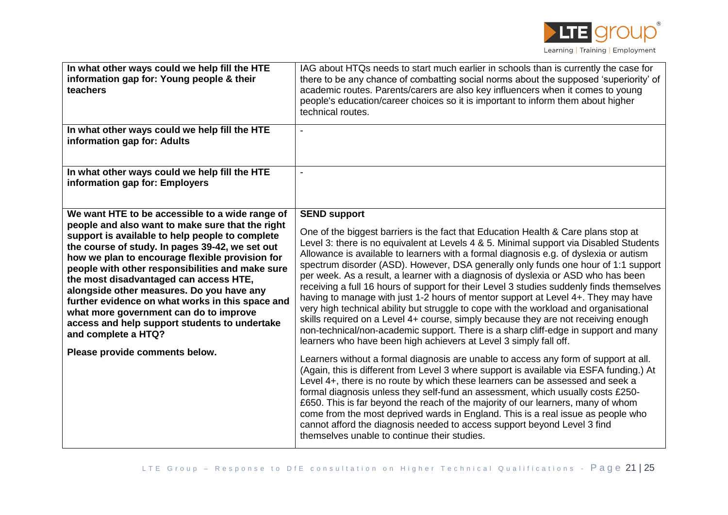| | |
|---|---|
| **In what other ways could we help fill the HTE information gap for: Young people & their teachers** | IAG about HTQs needs to start much earlier in schools than is currently the case for there to be any chance of combatting social norms about the supposed 'superiority' of academic routes. Parents/carers are also key influencers when it comes to young people's education/career choices so it is important to inform them about higher technical routes. |
| **In what other ways could we help fill the HTE information gap for: Adults** | - |
| **In what other ways could we help fill the HTE information gap for: Employers** | - |
| **We want HTE to be accessible to a wide range of people and also want to make sure that the right support is available to help people to complete the course of study. In pages 39-42, we set out how we plan to encourage flexible provision for people with other responsibilities and make sure the most disadvantaged can access HTE, alongside other measures. Do you have any further evidence on what works in this space and what more government can do to improve access and help support students to undertake and complete a HTQ?**<br><br>**Please provide comments below.** | **SEND support**<br><br>One of the biggest barriers is the fact that Education Health & Care plans stop at Level 3: there is no equivalent at Levels 4 & 5. Minimal support via Disabled Students Allowance is available to learners with a formal diagnosis e.g. of dyslexia or autism spectrum disorder (ASD). However, DSA generally only funds one hour of 1:1 support per week. As a result, a learner with a diagnosis of dyslexia or ASD who has been receiving a full 16 hours of support for their Level 3 studies suddenly finds themselves having to manage with just 1-2 hours of mentor support at Level 4+. They may have very high technical ability but struggle to cope with the workload and organisational skills required on a Level 4+ course, simply because they are not receiving enough non-technical/non-academic support. There is a sharp cliff-edge in support and many learners who have been high achievers at Level 3 simply fall off.<br><br>Learners without a formal diagnosis are unable to access any form of support at all. (Again, this is different from Level 3 where support is available via ESFA funding.) At Level 4+, there is no route by which these learners can be assessed and seek a formal diagnosis unless they self-fund an assessment, which usually costs £250-£650. This is far beyond the reach of the majority of our learners, many of whom come from the most deprived wards in England. This is a real issue as people who cannot afford the diagnosis needed to access support beyond Level 3 find themselves unable to continue their studies. |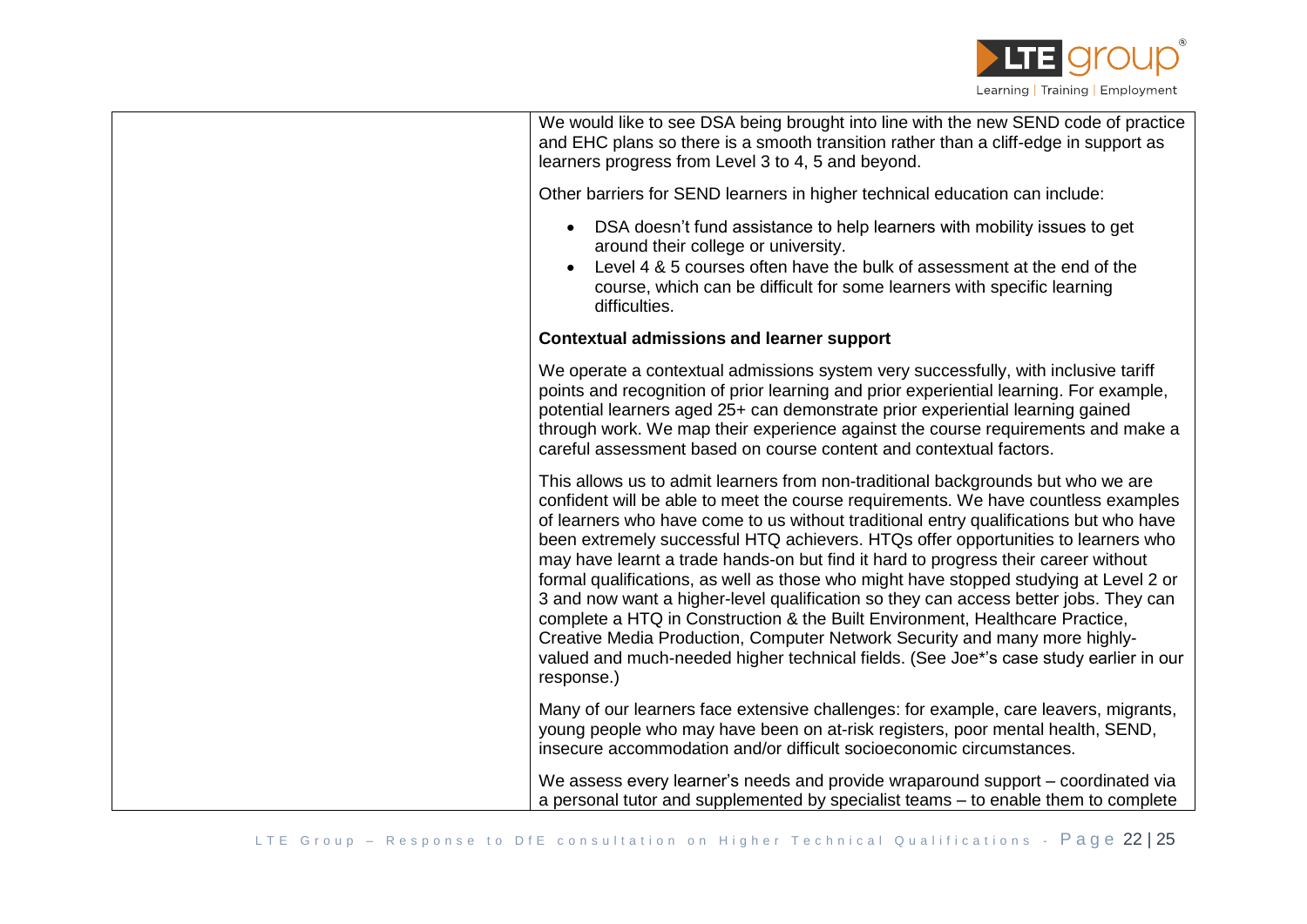| | We would like to see DSA being brought into line with the new SEND code of practice and EHC plans so there is a smooth transition rather than a cliff-edge in support as learners progress from Level 3 to 4, 5 and beyond.<br><br>Other barriers for SEND learners in higher technical education can include:<br><br>• DSA doesn't fund assistance to help learners with mobility issues to get around their college or university.<br>• Level 4 & 5 courses often have the bulk of assessment at the end of the course, which can be difficult for some learners with specific learning difficulties.<br><br>**Contextual admissions and learner support**<br><br>We operate a contextual admissions system very successfully, with inclusive tariff points and recognition of prior learning and prior experiential learning. For example, potential learners aged 25+ can demonstrate prior experiential learning gained through work. We map their experience against the course requirements and make a careful assessment based on course content and contextual factors.<br><br>This allows us to admit learners from non-traditional backgrounds but who we are confident will be able to meet the course requirements. We have countless examples of learners who have come to us without traditional entry qualifications but who have been extremely successful HTQ achievers. HTQs offer opportunities to learners who may have learnt a trade hands-on but find it hard to progress their career without formal qualifications, as well as those who might have stopped studying at Level 2 or 3 and now want a higher-level qualification so they can access better jobs. They can complete a HTQ in Construction & the Built Environment, Healthcare Practice, Creative Media Production, Computer Network Security and many more highly-valued and much-needed higher technical fields. (See Joe*'s case study earlier in our response.)<br><br>Many of our learners face extensive challenges: for example, care leavers, migrants, young people who may have been on at-risk registers, poor mental health, SEND, insecure accommodation and/or difficult socioeconomic circumstances.<br><br>We assess every learner's needs and provide wraparound support – coordinated via a personal tutor and supplemented by specialist teams – to enable them to complete |
|---|---|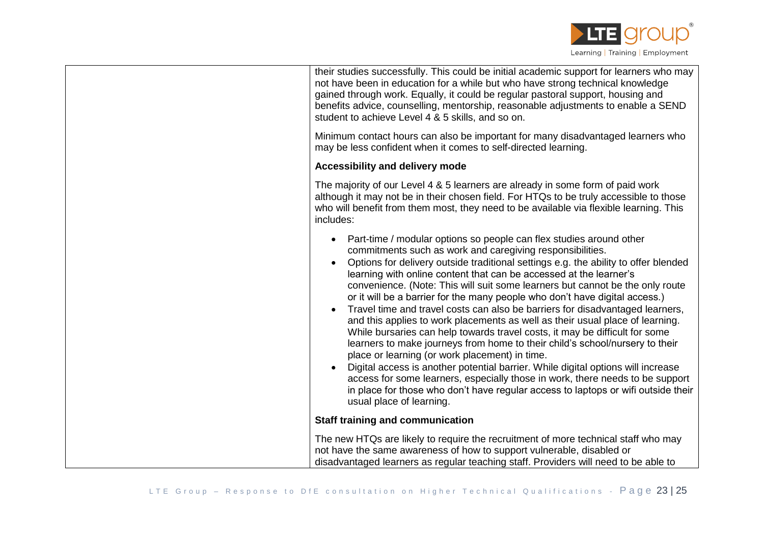| | |
|---|---|
| | their studies successfully. This could be initial academic support for learners who may not have been in education for a while but who have strong technical knowledge gained through work. Equally, it could be regular pastoral support, housing and benefits advice, counselling, mentorship, reasonable adjustments to enable a SEND student to achieve Level 4 & 5 skills, and so on.<br><br>Minimum contact hours can also be important for many disadvantaged learners who may be less confident when it comes to self-directed learning.<br><br>**Accessibility and delivery mode**<br><br>The majority of our Level 4 & 5 learners are already in some form of paid work although it may not be in their chosen field. For HTQs to be truly accessible to those who will benefit from them most, they need to be available via flexible learning. This includes:<br><br>• Part-time / modular options so people can flex studies around other commitments such as work and caregiving responsibilities.<br>• Options for delivery outside traditional settings e.g. the ability to offer blended learning with online content that can be accessed at the learner's convenience. (Note: This will suit some learners but cannot be the only route or it will be a barrier for the many people who don't have digital access.)<br>• Travel time and travel costs can also be barriers for disadvantaged learners, and this applies to work placements as well as their usual place of learning. While bursaries can help towards travel costs, it may be difficult for some learners to make journeys from home to their child's school/nursery to their place or learning (or work placement) in time.<br>• Digital access is another potential barrier. While digital options will increase access for some learners, especially those in work, there needs to be support in place for those who don't have regular access to laptops or wifi outside their usual place of learning.<br><br>**Staff training and communication**<br><br>The new HTQs are likely to require the recruitment of more technical staff who may not have the same awareness of how to support vulnerable, disabled or disadvantaged learners as regular teaching staff. Providers will need to be able to |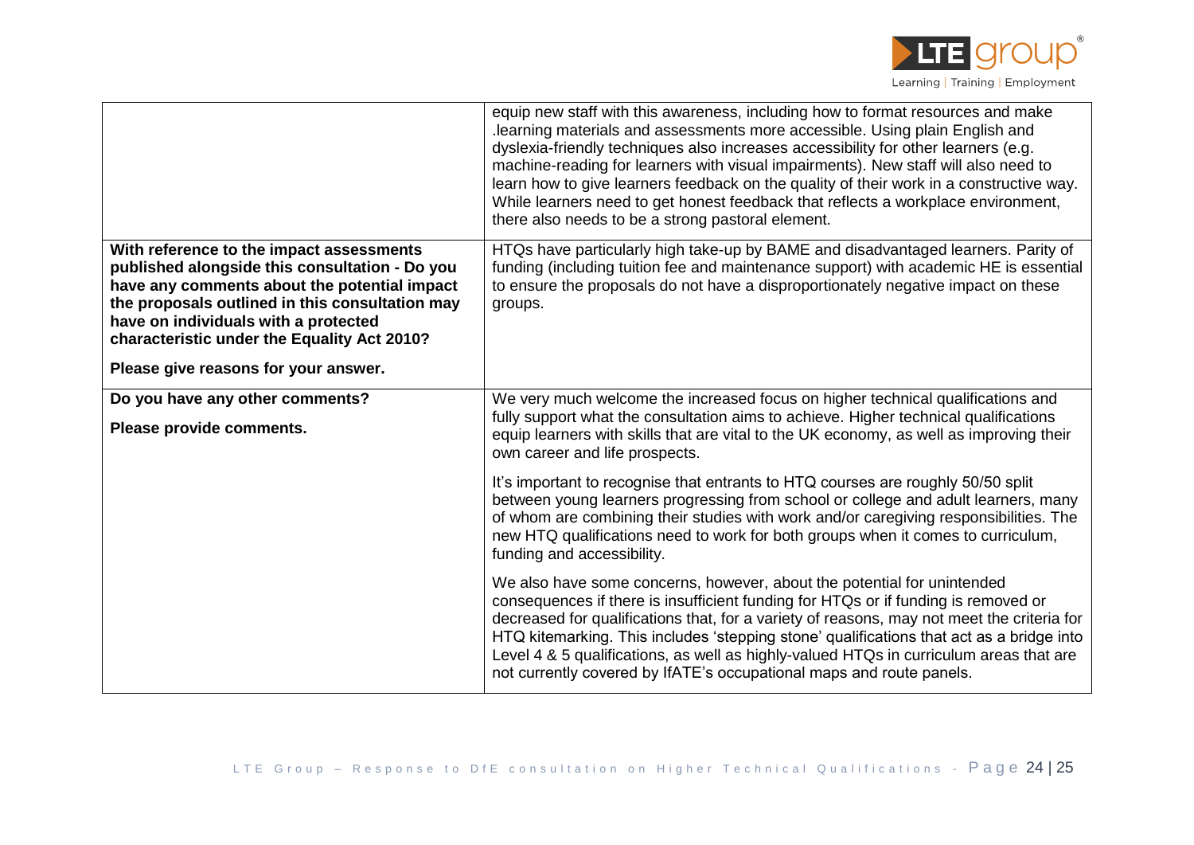| | |
|---|---|
| | equip new staff with this awareness, including how to format resources and make .learning materials and assessments more accessible. Using plain English and dyslexia-friendly techniques also increases accessibility for other learners (e.g. machine-reading for learners with visual impairments). New staff will also need to learn how to give learners feedback on the quality of their work in a constructive way. While learners need to get honest feedback that reflects a workplace environment, there also needs to be a strong pastoral element. |
| **With reference to the impact assessments published alongside this consultation - Do you have any comments about the potential impact the proposals outlined in this consultation may have on individuals with a protected characteristic under the Equality Act 2010?**<br><br>**Please give reasons for your answer.** | HTQs have particularly high take-up by BAME and disadvantaged learners. Parity of funding (including tuition fee and maintenance support) with academic HE is essential to ensure the proposals do not have a disproportionately negative impact on these groups. |
| **Do you have any other comments?**<br><br>**Please provide comments.** | We very much welcome the increased focus on higher technical qualifications and fully support what the consultation aims to achieve. Higher technical qualifications equip learners with skills that are vital to the UK economy, as well as improving their own career and life prospects.<br><br>It's important to recognise that entrants to HTQ courses are roughly 50/50 split between young learners progressing from school or college and adult learners, many of whom are combining their studies with work and/or caregiving responsibilities. The new HTQ qualifications need to work for both groups when it comes to curriculum, funding and accessibility.<br><br>We also have some concerns, however, about the potential for unintended consequences if there is insufficient funding for HTQs or if funding is removed or decreased for qualifications that, for a variety of reasons, may not meet the criteria for HTQ kitemarking. This includes 'stepping stone' qualifications that act as a bridge into Level 4 & 5 qualifications, as well as highly-valued HTQs in curriculum areas that are not currently covered by IfATE's occupational maps and route panels. |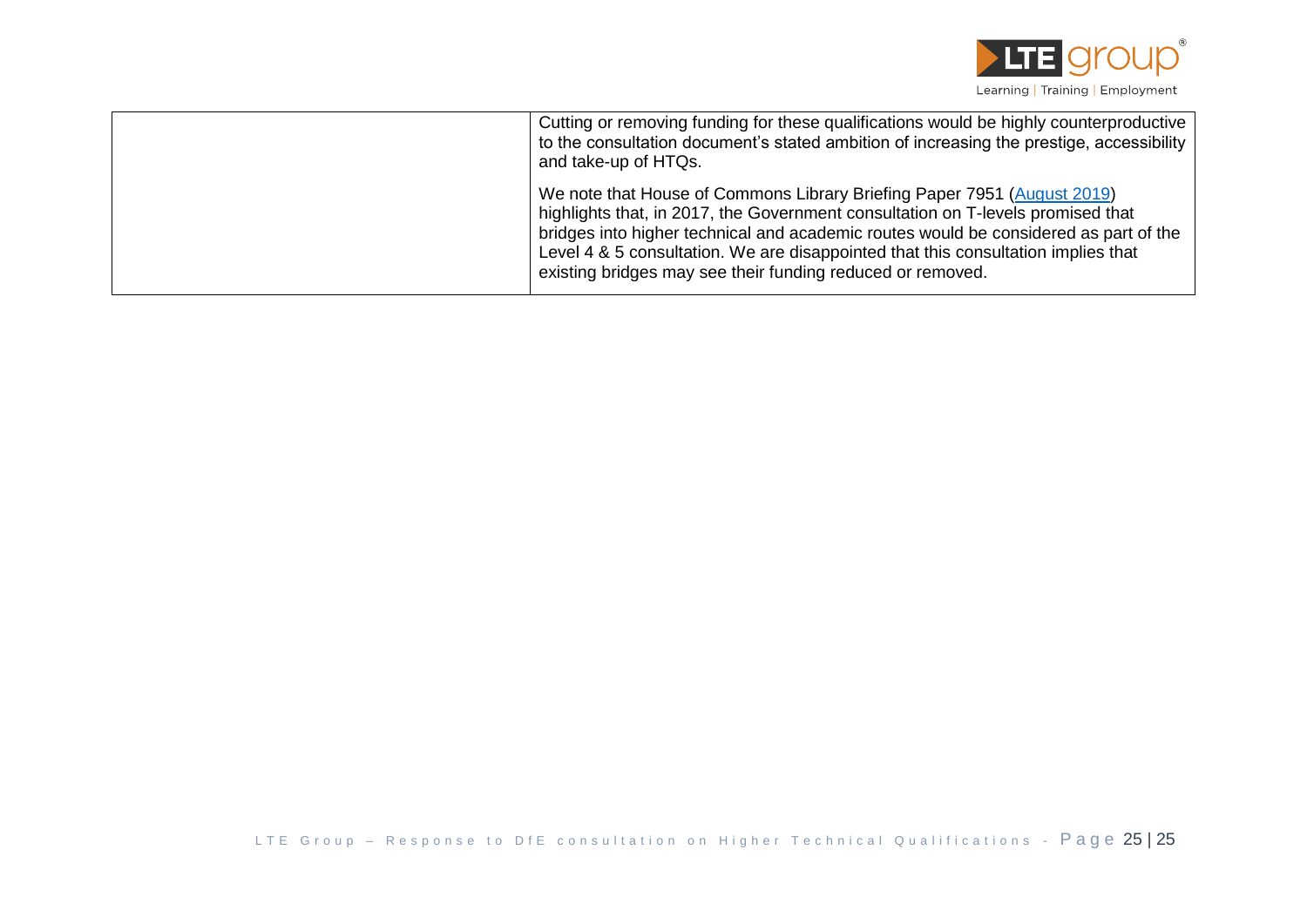| | |
|---|---|
| | Cutting or removing funding for these qualifications would be highly counterproductive to the consultation document's stated ambition of increasing the prestige, accessibility and take-up of HTQs.<br><br>We note that House of Commons Library Briefing Paper 7951 (August 2019) highlights that, in 2017, the Government consultation on T-levels promised that bridges into higher technical and academic routes would be considered as part of the Level 4 & 5 consultation. We are disappointed that this consultation implies that existing bridges may see their funding reduced or removed. |